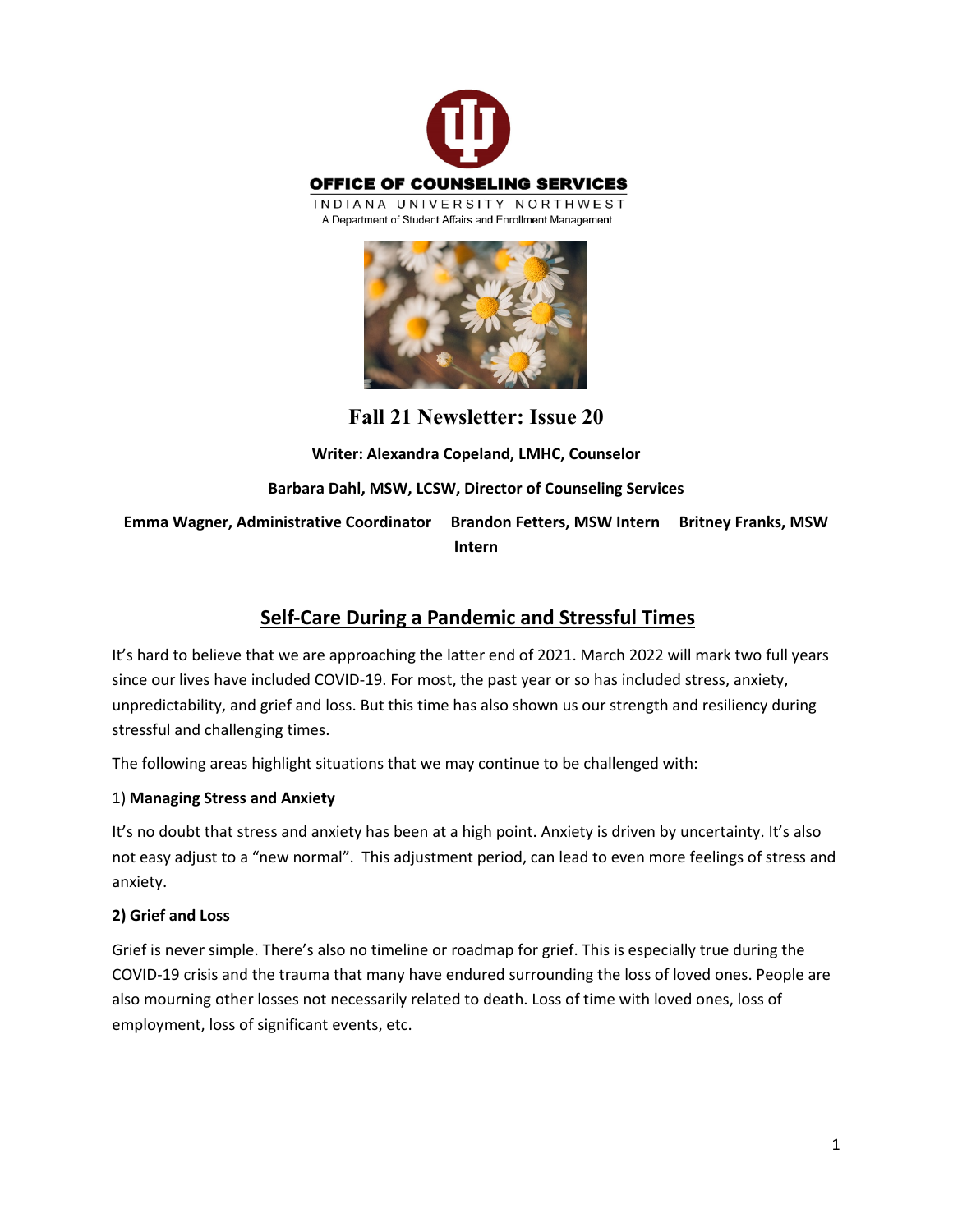**OFFICE OF COUNSELING SERVICES**

INDIANA UNIVERSITY NORTHWEST

A Department of Student Affairs and Enrollment Management

# Fall 21 Newsletter: Issue 20

**Writer: Alexandra Copeland, LMHC, Counselor**

**Barbara Dahl, MSW, LCSW, Director of Counseling Services**

**Emma Wagner, Administrative Coordinator    Brandon Fetters, MSW Intern    Britney Franks, MSW Intern**

## Self-Care During a Pandemic and Stressful Times

It's hard to believe that we are approaching the latter end of 2021. March 2022 will mark two full years since our lives have included COVID-19. For most, the past year or so has included stress, anxiety, unpredictability, and grief and loss. But this time has also shown us our strength and resiliency during stressful and challenging times.

The following areas highlight situations that we may continue to be challenged with:

1) **Managing Stress and Anxiety**

It's no doubt that stress and anxiety has been at a high point. Anxiety is driven by uncertainty. It's also not easy adjust to a "new normal". This adjustment period, can lead to even more feelings of stress and anxiety.

**2) Grief and Loss**

Grief is never simple. There's also no timeline or roadmap for grief. This is especially true during the COVID-19 crisis and the trauma that many have endured surrounding the loss of loved ones. People are also mourning other losses not necessarily related to death. Loss of time with loved ones, loss of employment, loss of significant events, etc.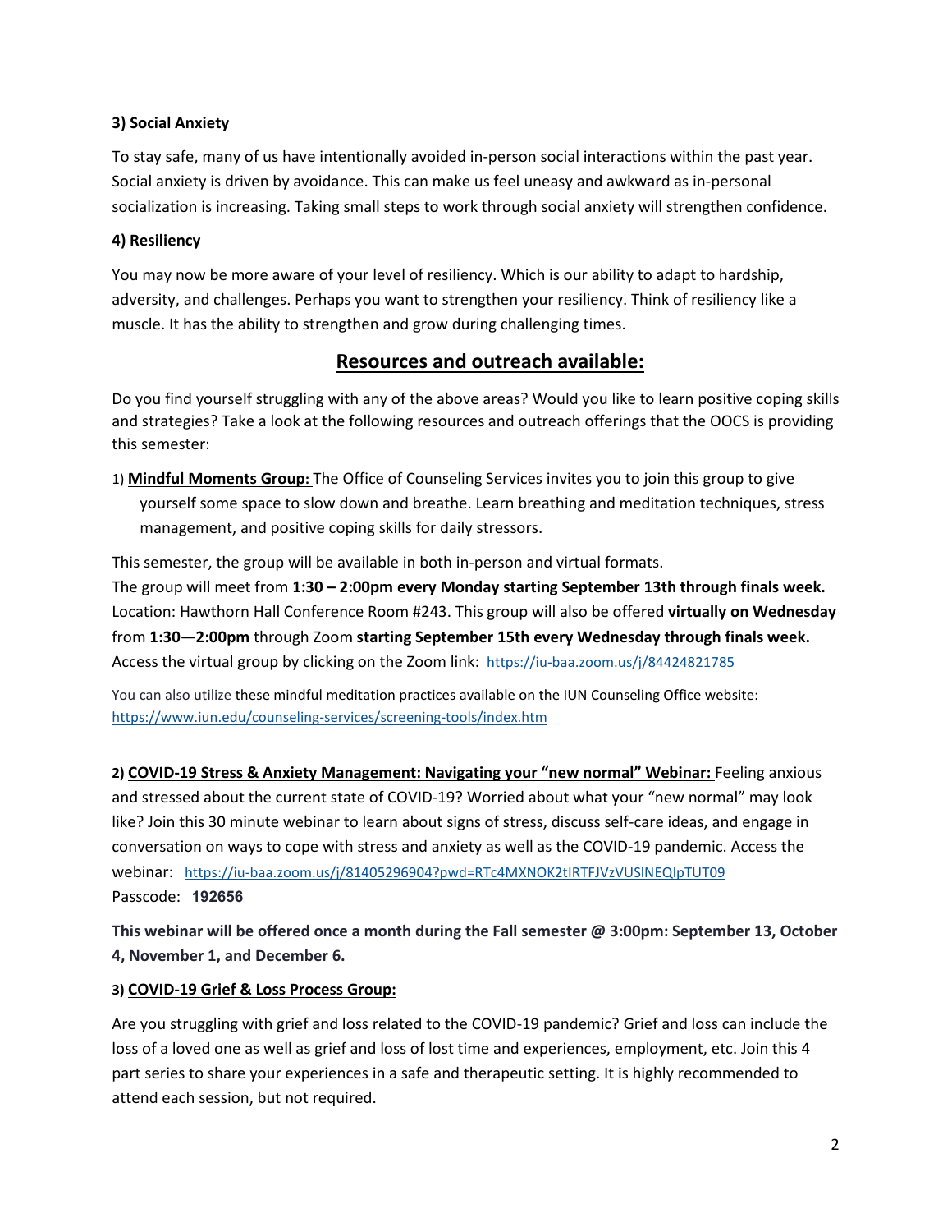**3) Social Anxiety**

To stay safe, many of us have intentionally avoided in-person social interactions within the past year. Social anxiety is driven by avoidance. This can make us feel uneasy and awkward as in-personal socialization is increasing. Taking small steps to work through social anxiety will strengthen confidence.

**4) Resiliency**

You may now be more aware of your level of resiliency. Which is our ability to adapt to hardship, adversity, and challenges. Perhaps you want to strengthen your resiliency. Think of resiliency like a muscle. It has the ability to strengthen and grow during challenging times.

## Resources and outreach available:

Do you find yourself struggling with any of the above areas? Would you like to learn positive coping skills and strategies? Take a look at the following resources and outreach offerings that the OOCS is providing this semester:

1) **Mindful Moments Group:** The Office of Counseling Services invites you to join this group to give yourself some space to slow down and breathe. Learn breathing and meditation techniques, stress management, and positive coping skills for daily stressors.

This semester, the group will be available in both in-person and virtual formats.
The group will meet from **1:30 – 2:00pm every Monday starting September 13th through finals week.** Location: Hawthorn Hall Conference Room #243. This group will also be offered **virtually on Wednesday** from **1:30—2:00pm** through Zoom **starting September 15th every Wednesday through finals week.** Access the virtual group by clicking on the Zoom link: https://iu-baa.zoom.us/j/84424821785

You can also utilize these mindful meditation practices available on the IUN Counseling Office website: https://www.iun.edu/counseling-services/screening-tools/index.htm

2) **COVID-19 Stress & Anxiety Management: Navigating your "new normal" Webinar:** Feeling anxious and stressed about the current state of COVID-19? Worried about what your "new normal" may look like? Join this 30 minute webinar to learn about signs of stress, discuss self-care ideas, and engage in conversation on ways to cope with stress and anxiety as well as the COVID-19 pandemic. Access the webinar: https://iu-baa.zoom.us/j/81405296904?pwd=RTc4MXNOK2tIRTFJVzVUSlNEQlpTUT09
Passcode: **192656**

**This webinar will be offered once a month during the Fall semester @ 3:00pm: September 13, October 4, November 1, and December 6.**

3) **COVID-19 Grief & Loss Process Group:**

Are you struggling with grief and loss related to the COVID-19 pandemic? Grief and loss can include the loss of a loved one as well as grief and loss of lost time and experiences, employment, etc. Join this 4 part series to share your experiences in a safe and therapeutic setting. It is highly recommended to attend each session, but not required.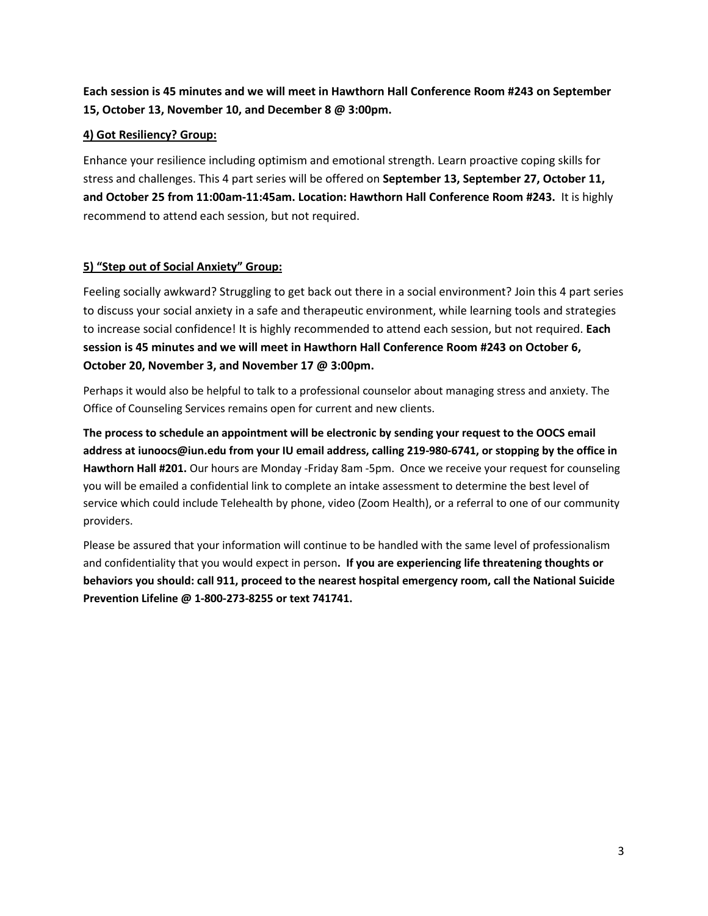**Each session is 45 minutes and we will meet in Hawthorn Hall Conference Room #243 on September 15, October 13, November 10, and December 8 @ 3:00pm.**

**4) Got Resiliency? Group:**

Enhance your resilience including optimism and emotional strength. Learn proactive coping skills for stress and challenges. This 4 part series will be offered on **September 13, September 27, October 11, and October 25 from 11:00am-11:45am. Location: Hawthorn Hall Conference Room #243.** It is highly recommend to attend each session, but not required.

**5) "Step out of Social Anxiety" Group:**

Feeling socially awkward? Struggling to get back out there in a social environment? Join this 4 part series to discuss your social anxiety in a safe and therapeutic environment, while learning tools and strategies to increase social confidence! It is highly recommended to attend each session, but not required. **Each session is 45 minutes and we will meet in Hawthorn Hall Conference Room #243 on October 6, October 20, November 3, and November 17 @ 3:00pm.**

Perhaps it would also be helpful to talk to a professional counselor about managing stress and anxiety. The Office of Counseling Services remains open for current and new clients.

**The process to schedule an appointment will be electronic by sending your request to the OOCS email address at iunoocs@iun.edu from your IU email address, calling 219-980-6741, or stopping by the office in Hawthorn Hall #201.** Our hours are Monday -Friday 8am -5pm. Once we receive your request for counseling you will be emailed a confidential link to complete an intake assessment to determine the best level of service which could include Telehealth by phone, video (Zoom Health), or a referral to one of our community providers.

Please be assured that your information will continue to be handled with the same level of professionalism and confidentiality that you would expect in person**. If you are experiencing life threatening thoughts or behaviors you should: call 911, proceed to the nearest hospital emergency room, call the National Suicide Prevention Lifeline @ 1-800-273-8255 or text 741741.**